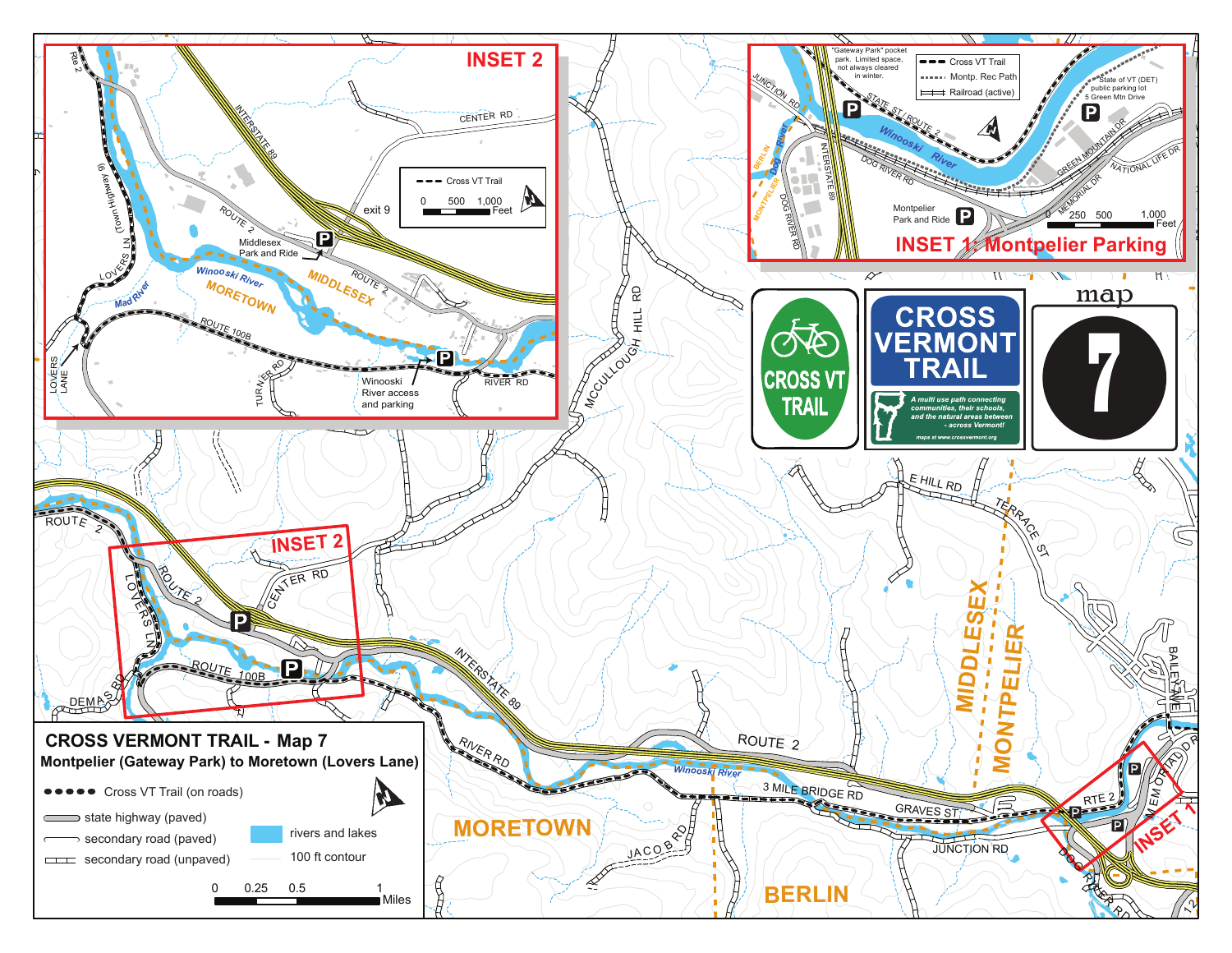# CROSS VERMONT TRAIL - Map 7

**Montpelier (Gateway Park) to Moretown (Lovers Lane)**

- Cross VT Trail (on roads)
- state highway (paved)
- secondary road (paved)
- secondary road (unpaved)
- rivers and lakes
- 100 ft contour

0 0.25 0.5 1 Miles

CROSS VT TRAIL

CROSS VERMONT TRAIL

*A multi use path connecting communities, their schools, and the natural areas between - across Vermont!*

maps at www.crossvermont.org

map 7

## INSET 2

- Cross VT Trail

0 500 1,000 Feet

Middlesex Park and Ride

Winooski River access and parking

## INSET 1: Montpelier Parking

- Cross VT Trail
- Montp. Rec Path
- Railroad (active)

"Gateway Park" pocket park. Limited space, not always cleared in winter.

State of VT (DET) public parking lot 5 Green Mtn Drive

Montpelier Park and Ride

0 250 500 1,000 Feet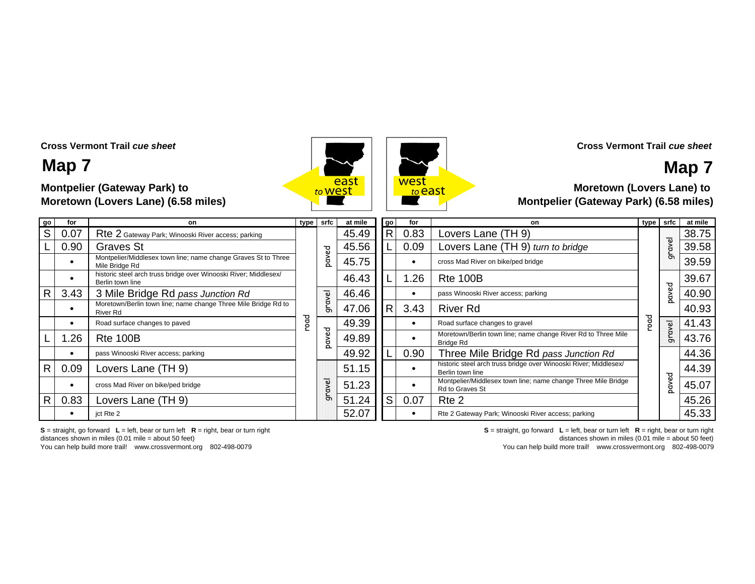**Cross Vermont Trail *cue sheet***

# Map 7

**Montpelier (Gateway Park) to Moretown (Lovers Lane) (6.58 miles)**

east *to* west

| go | for | on | type | srfc | at mile |
|---|---|---|---|---|---|
| S | 0.07 | Rte 2 Gateway Park; Winooski River access; parking | road | paved | 45.49 |
| L | 0.90 | Graves St | road | paved | 45.56 |
| | • | Montpelier/Middlesex town line; name change Graves St to Three Mile Bridge Rd | road | paved | 45.75 |
| | • | historic steel arch truss bridge over Winooski River; Middlesex/ Berlin town line | road | paved | 46.43 |
| R | 3.43 | 3 Mile Bridge Rd *pass Junction Rd* | road | gravel | 46.46 |
| | • | Moretown/Berlin town line; name change Three Mile Bridge Rd to River Rd | road | gravel | 47.06 |
| | • | Road surface changes to paved | road | paved | 49.39 |
| L | 1.26 | Rte 100B | road | paved | 49.89 |
| | • | pass Winooski River access; parking | road | paved | 49.92 |
| R | 0.09 | Lovers Lane (TH 9) | road | gravel | 51.15 |
| | • | cross Mad River on bike/ped bridge | road | gravel | 51.23 |
| R | 0.83 | Lovers Lane (TH 9) | road | gravel | 51.24 |
| | • | jct Rte 2 | road | gravel | 52.07 |

**S** = straight, go forward **L** = left, bear or turn left **R** = right, bear or turn right
distances shown in miles (0.01 mile = about 50 feet)
You can help build more trail! www.crossvermont.org 802-498-0079

**Cross Vermont Trail *cue sheet***

# Map 7

**Moretown (Lovers Lane) to Montpelier (Gateway Park) (6.58 miles)**

west *to* east

| go | for | on | type | srfc | at mile |
|---|---|---|---|---|---|
| R | 0.83 | Lovers Lane (TH 9) | road | gravel | 38.75 |
| L | 0.09 | Lovers Lane (TH 9) *turn to bridge* | road | gravel | 39.58 |
| | • | cross Mad River on bike/ped bridge | road | gravel | 39.59 |
| L | 1.26 | Rte 100B | road | paved | 39.67 |
| | • | pass Winooski River access; parking | road | paved | 40.90 |
| R | 3.43 | River Rd | road | paved | 40.93 |
| | • | Road surface changes to gravel | road | gravel | 41.43 |
| | • | Moretown/Berlin town line; name change River Rd to Three Mile Bridge Rd | road | gravel | 43.76 |
| L | 0.90 | Three Mile Bridge Rd *pass Junction Rd* | road | paved | 44.36 |
| | • | historic steel arch truss bridge over Winooski River; Middlesex/ Berlin town line | road | paved | 44.39 |
| | • | Montpelier/Middlesex town line; name change Three Mile Bridge Rd to Graves St | road | paved | 45.07 |
| S | 0.07 | Rte 2 | road | paved | 45.26 |
| | • | Rte 2 Gateway Park; Winooski River access; parking | road | paved | 45.33 |

**S** = straight, go forward **L** = left, bear or turn left **R** = right, bear or turn right
distances shown in miles (0.01 mile = about 50 feet)
You can help build more trail! www.crossvermont.org 802-498-0079